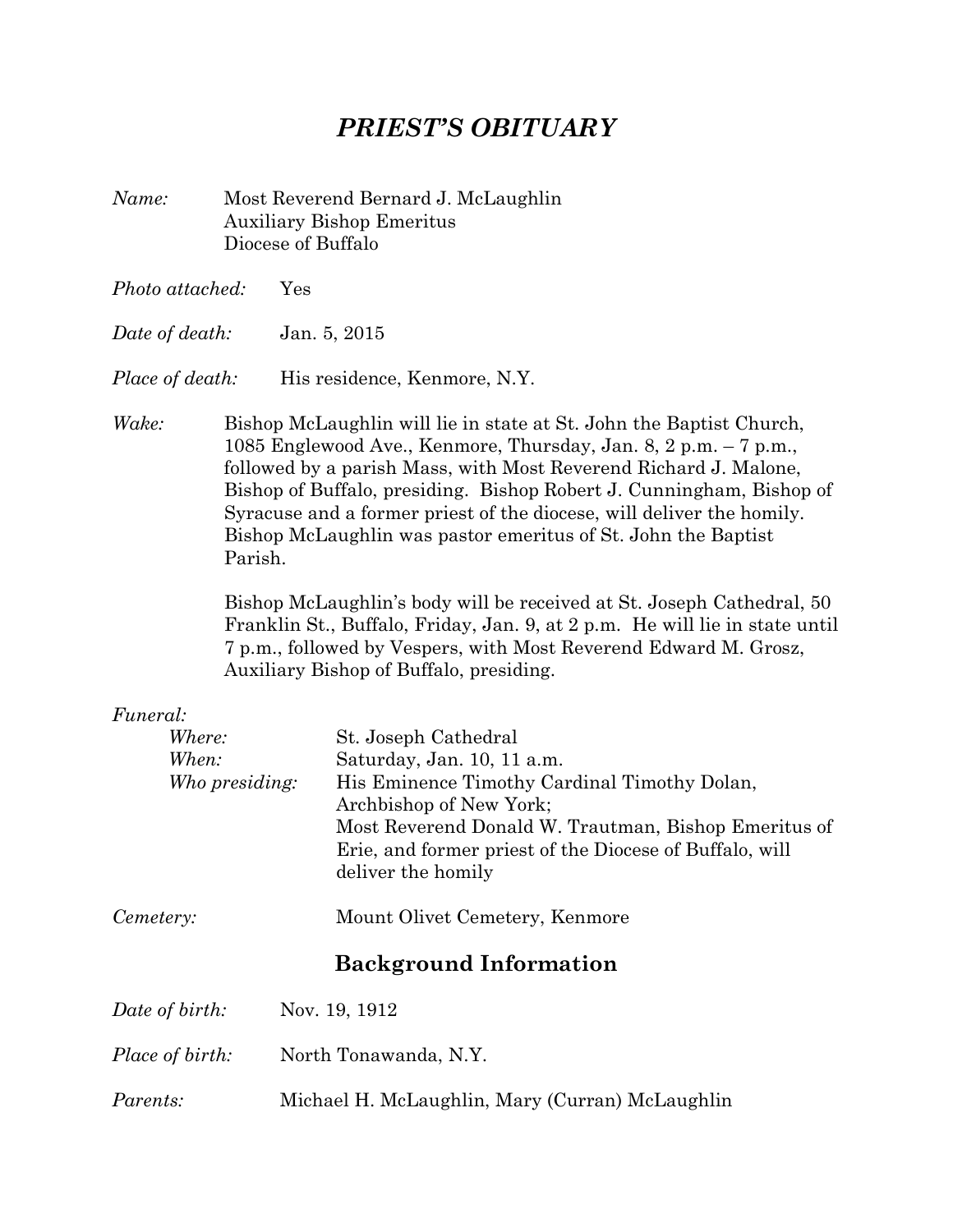# *PRIEST'S OBITUARY*

*Name:* Most Reverend Bernard J. McLaughlin
Auxiliary Bishop Emeritus
Diocese of Buffalo

*Photo attached:* Yes

*Date of death:* Jan. 5, 2015

*Place of death:* His residence, Kenmore, N.Y.

*Wake:* Bishop McLaughlin will lie in state at St. John the Baptist Church, 1085 Englewood Ave., Kenmore, Thursday, Jan. 8, 2 p.m. – 7 p.m., followed by a parish Mass, with Most Reverend Richard J. Malone, Bishop of Buffalo, presiding. Bishop Robert J. Cunningham, Bishop of Syracuse and a former priest of the diocese, will deliver the homily. Bishop McLaughlin was pastor emeritus of St. John the Baptist Parish.

Bishop McLaughlin's body will be received at St. Joseph Cathedral, 50 Franklin St., Buffalo, Friday, Jan. 9, at 2 p.m. He will lie in state until 7 p.m., followed by Vespers, with Most Reverend Edward M. Grosz, Auxiliary Bishop of Buffalo, presiding.

*Funeral:*

*Where:* St. Joseph Cathedral

*When:* Saturday, Jan. 10, 11 a.m.

*Who presiding:* His Eminence Timothy Cardinal Timothy Dolan, Archbishop of New York;
Most Reverend Donald W. Trautman, Bishop Emeritus of Erie, and former priest of the Diocese of Buffalo, will deliver the homily

*Cemetery:* Mount Olivet Cemetery, Kenmore

## Background Information

*Date of birth:* Nov. 19, 1912

*Place of birth:* North Tonawanda, N.Y.

*Parents:* Michael H. McLaughlin, Mary (Curran) McLaughlin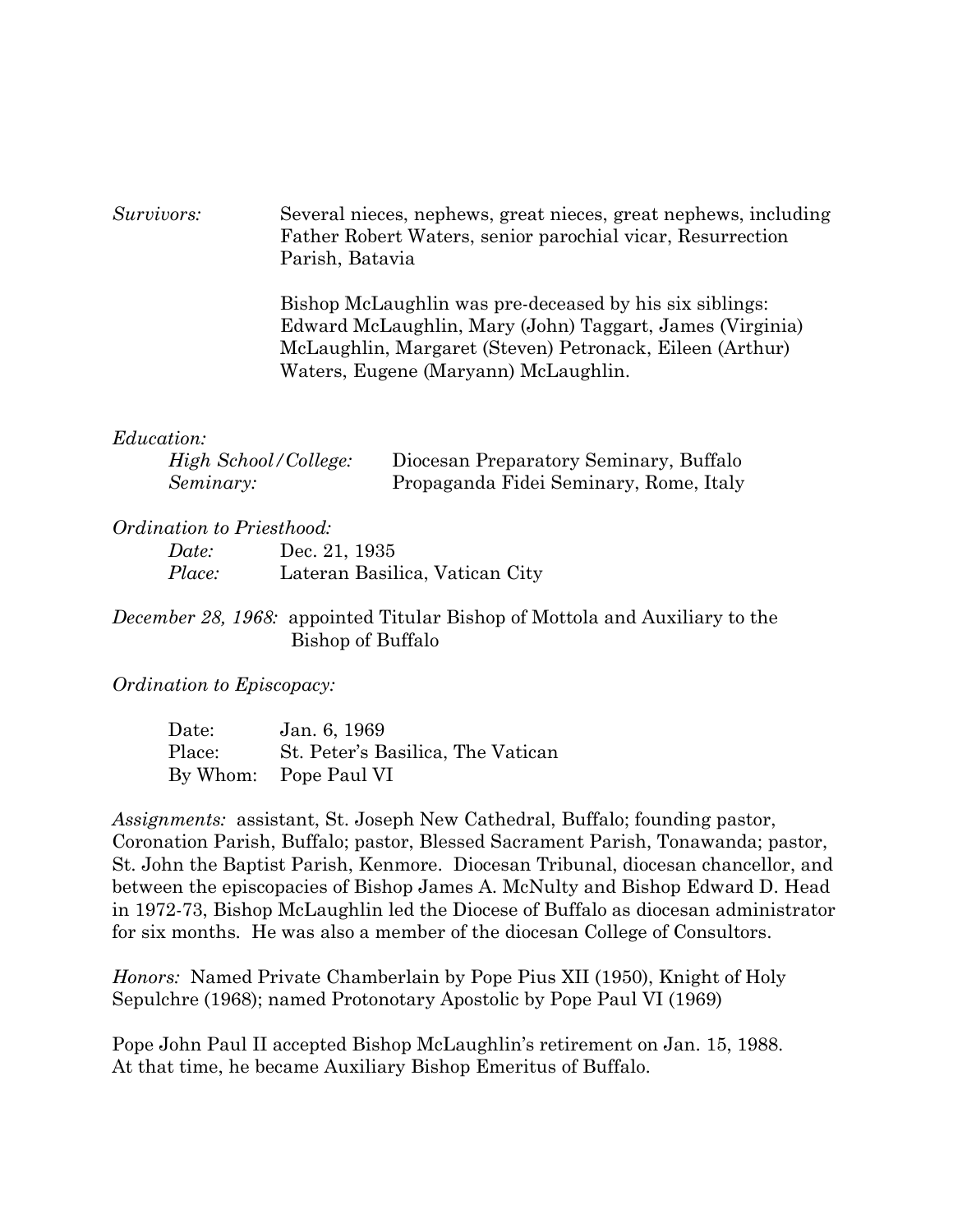*Survivors:* Several nieces, nephews, great nieces, great nephews, including Father Robert Waters, senior parochial vicar, Resurrection Parish, Batavia

Bishop McLaughlin was pre-deceased by his six siblings: Edward McLaughlin, Mary (John) Taggart, James (Virginia) McLaughlin, Margaret (Steven) Petronack, Eileen (Arthur) Waters, Eugene (Maryann) McLaughlin.

*Education:*

*High School/College:* Diocesan Preparatory Seminary, Buffalo
*Seminary:* Propaganda Fidei Seminary, Rome, Italy

*Ordination to Priesthood:*

*Date:* Dec. 21, 1935
*Place:* Lateran Basilica, Vatican City

*December 28, 1968:* appointed Titular Bishop of Mottola and Auxiliary to the Bishop of Buffalo

*Ordination to Episcopacy:*

Date: Jan. 6, 1969
Place: St. Peter's Basilica, The Vatican
By Whom: Pope Paul VI

*Assignments:* assistant, St. Joseph New Cathedral, Buffalo; founding pastor, Coronation Parish, Buffalo; pastor, Blessed Sacrament Parish, Tonawanda; pastor, St. John the Baptist Parish, Kenmore. Diocesan Tribunal, diocesan chancellor, and between the episcopacies of Bishop James A. McNulty and Bishop Edward D. Head in 1972-73, Bishop McLaughlin led the Diocese of Buffalo as diocesan administrator for six months. He was also a member of the diocesan College of Consultors.

*Honors:* Named Private Chamberlain by Pope Pius XII (1950), Knight of Holy Sepulchre (1968); named Protonotary Apostolic by Pope Paul VI (1969)

Pope John Paul II accepted Bishop McLaughlin's retirement on Jan. 15, 1988. At that time, he became Auxiliary Bishop Emeritus of Buffalo.